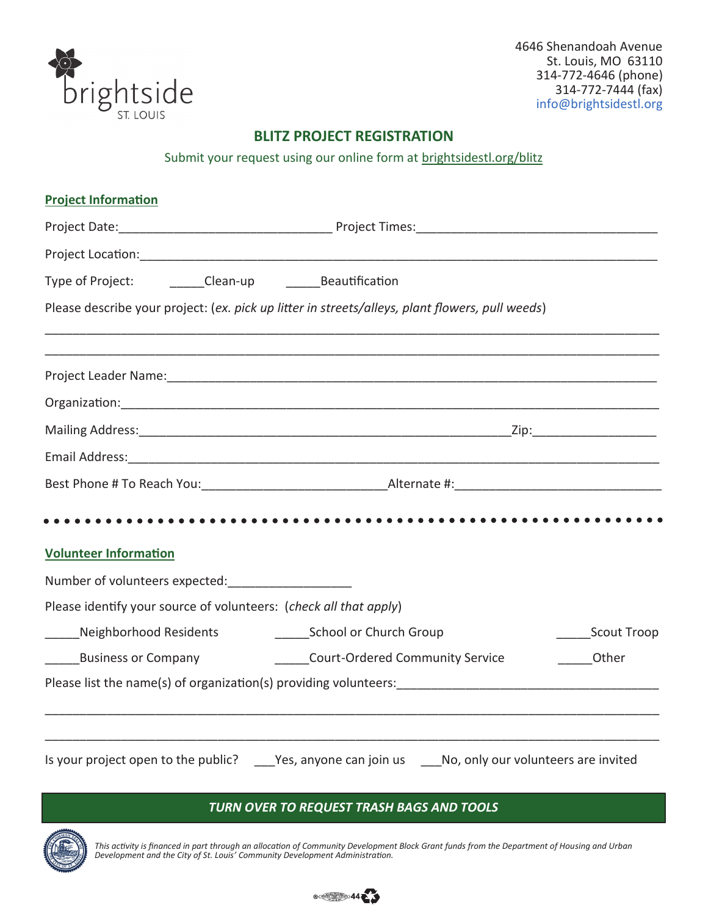brightside
ST. LOUIS

4646 Shenandoah Avenue
St. Louis, MO 63110
314-772-4646 (phone)
314-772-7444 (fax)
info@brightsidestl.org

# BLITZ PROJECT REGISTRATION

Submit your request using our online form at brightsidestl.org/blitz

## Project Information

Project Date:______________________________ Project Times:__________________________________

Project Location:__________________________________________________________________________

Type of Project: _____Clean-up _____Beautification

Please describe your project: (*ex. pick up litter in streets/alleys, plant flowers, pull weeds*)

____________________________________________________________________________________

____________________________________________________________________________________

Project Leader Name:_______________________________________________________________________

Organization:_____________________________________________________________________________

Mailing Address:_____________________________________________________Zip:_________________

Email Address:____________________________________________________________________________

Best Phone # To Reach You:__________________________Alternate #:____________________________

## Volunteer Information

Number of volunteers expected:__________________

Please identify your source of volunteers: (*check all that apply*)

_____Neighborhood Residents _____School or Church Group _____Scout Troop

_____Business or Company _____Court-Ordered Community Service _____Other

Please list the name(s) of organization(s) providing volunteers:_____________________________________

____________________________________________________________________________________

____________________________________________________________________________________

Is your project open to the public? ___Yes, anyone can join us ___No, only our volunteers are invited

***TURN OVER TO REQUEST TRASH BAGS AND TOOLS***

*This activity is financed in part through an allocation of Community Development Block Grant funds from the Department of Housing and Urban Development and the City of St. Louis' Community Development Administration.*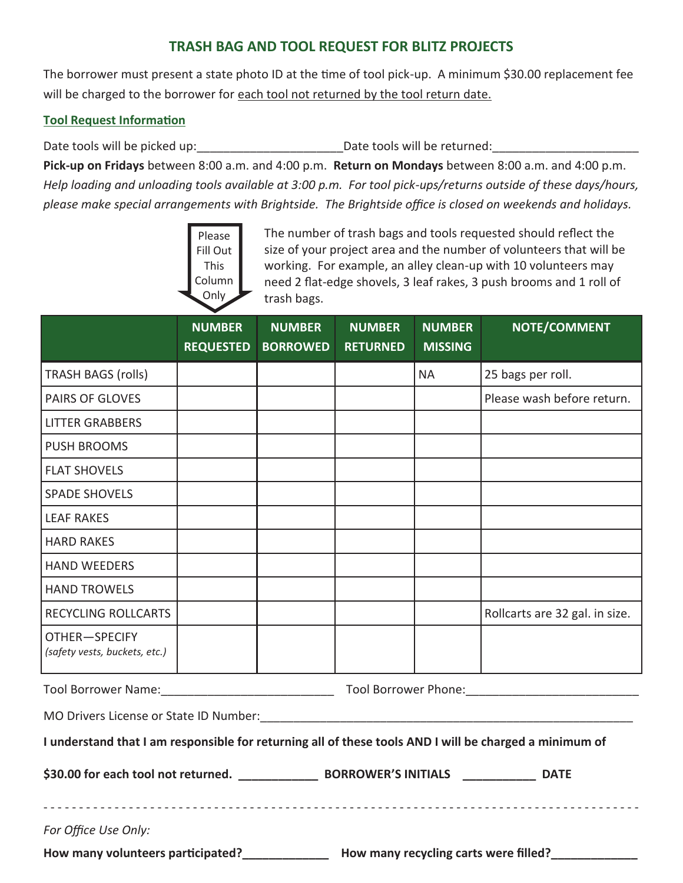## TRASH BAG AND TOOL REQUEST FOR BLITZ PROJECTS

The borrower must present a state photo ID at the time of tool pick-up. A minimum $30.00 replacement fee will be charged to the borrower for each tool not returned by the tool return date.

### Tool Request Information

Date tools will be picked up:______________________ Date tools will be returned:______________________

**Pick-up on Fridays** between 8:00 a.m. and 4:00 p.m. **Return on Mondays** between 8:00 a.m. and 4:00 p.m. *Help loading and unloading tools available at 3:00 p.m. For tool pick-ups/returns outside of these days/hours, please make special arrangements with Brightside. The Brightside office is closed on weekends and holidays.*

Please Fill Out This Column Only

The number of trash bags and tools requested should reflect the size of your project area and the number of volunteers that will be working. For example, an alley clean-up with 10 volunteers may need 2 flat-edge shovels, 3 leaf rakes, 3 push brooms and 1 roll of trash bags.

| | NUMBER REQUESTED | NUMBER BORROWED | NUMBER RETURNED | NUMBER MISSING | NOTE/COMMENT |
|---|---|---|---|---|---|
| TRASH BAGS (rolls) | | | | NA | 25 bags per roll. |
| PAIRS OF GLOVES | | | | | Please wash before return. |
| LITTER GRABBERS | | | | | |
| PUSH BROOMS | | | | | |
| FLAT SHOVELS | | | | | |
| SPADE SHOVELS | | | | | |
| LEAF RAKES | | | | | |
| HARD RAKES | | | | | |
| HAND WEEDERS | | | | | |
| HAND TROWELS | | | | | |
| RECYCLING ROLLCARTS | | | | | Rollcarts are 32 gal. in size. |
| OTHER—SPECIFY *(safety vests, buckets, etc.)* | | | | | |

Tool Borrower Name:__________________________ Tool Borrower Phone:__________________________

MO Drivers License or State ID Number:____________________________________________________________

**I understand that I am responsible for returning all of these tools AND I will be charged a minimum of**

**$30.00 for each tool not returned. ____________ BORROWER'S INITIALS ___________ DATE**

- - - - - - - - - - - - - - - - - - - - - - - - - - - - - - - - - - - - - - - - - - - - - - - - - - - - - - - - - - - - - - - - - - - - - - - -

*For Office Use Only:*

**How many volunteers participated?_____________ How many recycling carts were filled?_____________**